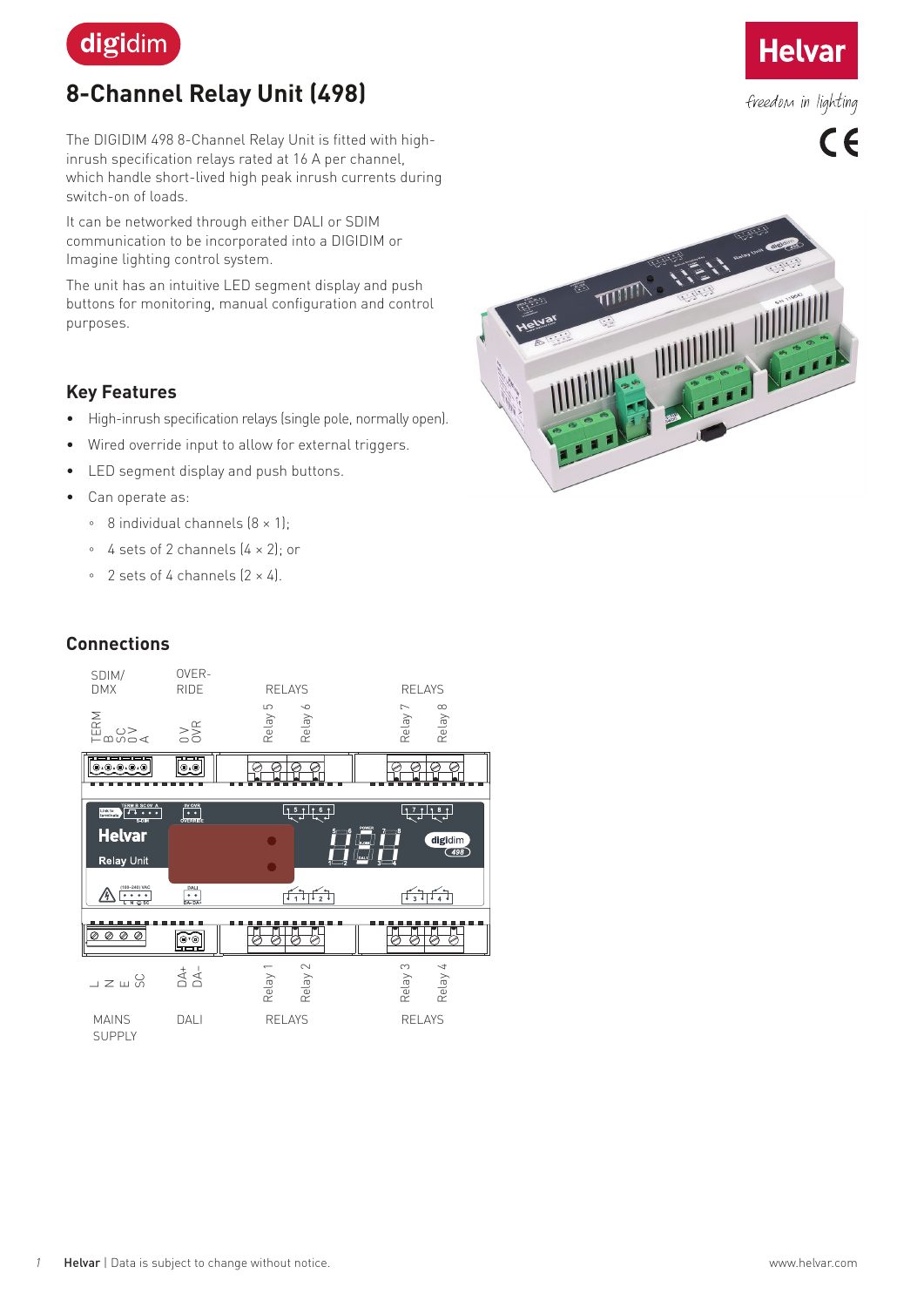digidim

# 8-Channel Relay Unit (498)

Helvar

freedom in lighting

The DIGIDIM 498 8-Channel Relay Unit is fitted with high-inrush specification relays rated at 16 A per channel, which handle short-lived high peak inrush currents during switch-on of loads.

It can be networked through either DALI or SDIM communication to be incorporated into a DIGIDIM or Imagine lighting control system.

The unit has an intuitive LED segment display and push buttons for monitoring, manual configuration and control purposes.

## Key Features

- High-inrush specification relays (single pole, normally open).
- Wired override input to allow for external triggers.
- LED segment display and push buttons.
- Can operate as:
  - 8 individual channels (8 × 1);
  - 4 sets of 2 channels (4 × 2); or
  - 2 sets of 4 channels (2 × 4).

## Connections

SDIM/DMX: TERM, B, SC, 0 V, A

OVERRIDE: 0 V, OVR

RELAYS: Relay 5, Relay 6

RELAYS: Relay 7, Relay 8

MAINS SUPPLY: L, N, E, SC

DALI: DA+, DA−

RELAYS: Relay 1, Relay 2

RELAYS: Relay 3, Relay 4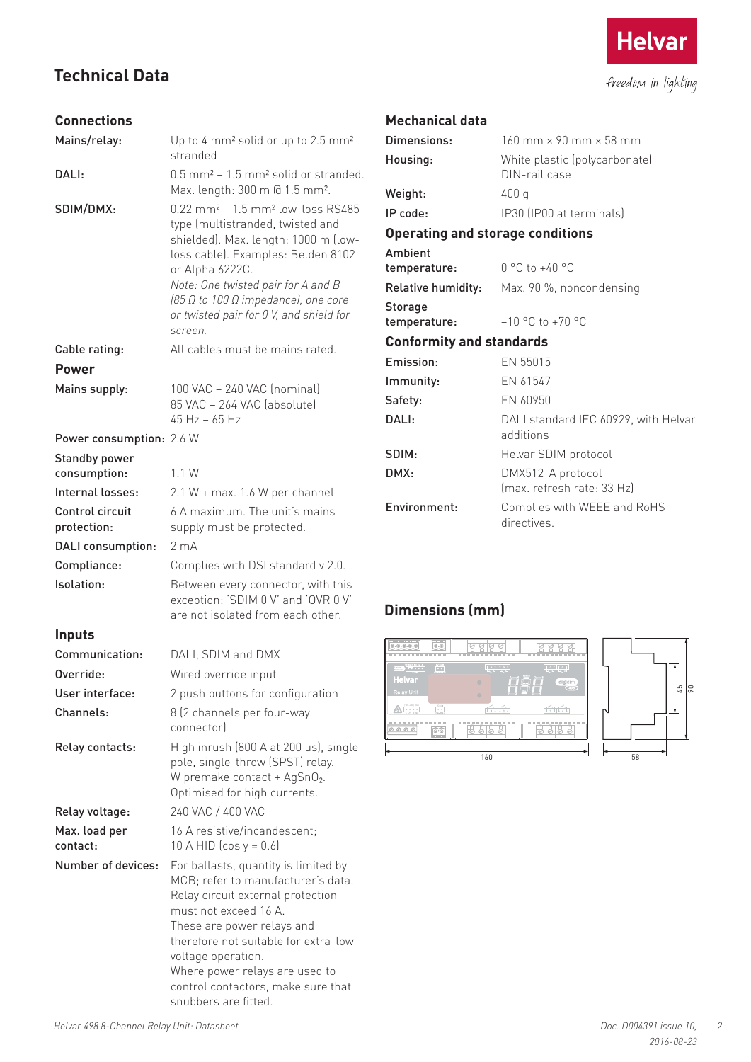# Technical Data

## Connections

| | |
|---|---|
| **Mains/relay:** | Up to 4 mm² solid or up to 2.5 mm² stranded |
| **DALI:** | 0.5 mm² – 1.5 mm² solid or stranded. Max. length: 300 m @ 1.5 mm². |
| **SDIM/DMX:** | 0.22 mm² – 1.5 mm² low-loss RS485 type (multistranded, twisted and shielded). Max. length: 1000 m (low-loss cable). Examples: Belden 8102 or Alpha 6222C. *Note: One twisted pair for A and B (85 Ω to 100 Ω impedance), one core or twisted pair for 0 V, and shield for screen.* |
| **Cable rating:** | All cables must be mains rated. |

## Power

| | |
|---|---|
| **Mains supply:** | 100 VAC – 240 VAC (nominal) 85 VAC – 264 VAC (absolute) 45 Hz – 65 Hz |
| **Power consumption:** | 2.6 W |
| **Standby power consumption:** | 1.1 W |
| **Internal losses:** | 2.1 W + max. 1.6 W per channel |
| **Control circuit protection:** | 6 A maximum. The unit's mains supply must be protected. |
| **DALI consumption:** | 2 mA |
| **Compliance:** | Complies with DSI standard v 2.0. |
| **Isolation:** | Between every connector, with this exception: 'SDIM 0 V' and 'OVR 0 V' are not isolated from each other. |

## Inputs

| | |
|---|---|
| **Communication:** | DALI, SDIM and DMX |
| **Override:** | Wired override input |
| **User interface:** | 2 push buttons for configuration |
| **Channels:** | 8 (2 channels per four-way connector) |
| **Relay contacts:** | High inrush (800 A at 200 µs), single-pole, single-throw (SPST) relay. W premake contact + $AgSnO_2$. Optimised for high currents. |
| **Relay voltage:** | 240 VAC / 400 VAC |
| **Max. load per contact:** | 16 A resistive/incandescent; 10 A HID (cos y = 0.6) |
| **Number of devices:** | For ballasts, quantity is limited by MCB; refer to manufacturer's data. Relay circuit external protection must not exceed 16 A. These are power relays and therefore not suitable for extra-low voltage operation. Where power relays are used to control contactors, make sure that snubbers are fitted. |

## Mechanical data

| | |
|---|---|
| **Dimensions:** | 160 mm × 90 mm × 58 mm |
| **Housing:** | White plastic (polycarbonate) DIN-rail case |
| **Weight:** | 400 g |
| **IP code:** | IP30 (IP00 at terminals) |

## Operating and storage conditions

| | |
|---|---|
| **Ambient temperature:** | 0 °C to +40 °C |
| **Relative humidity:** | Max. 90 %, noncondensing |
| **Storage temperature:** | −10 °C to +70 °C |

## Conformity and standards

| | |
|---|---|
| **Emission:** | EN 55015 |
| **Immunity:** | EN 61547 |
| **Safety:** | EN 60950 |
| **DALI:** | DALI standard IEC 60929, with Helvar additions |
| **SDIM:** | Helvar SDIM protocol |
| **DMX:** | DMX512-A protocol (max. refresh rate: 33 Hz) |
| **Environment:** | Complies with WEEE and RoHS directives. |

## Dimensions (mm)

160

58

45

90